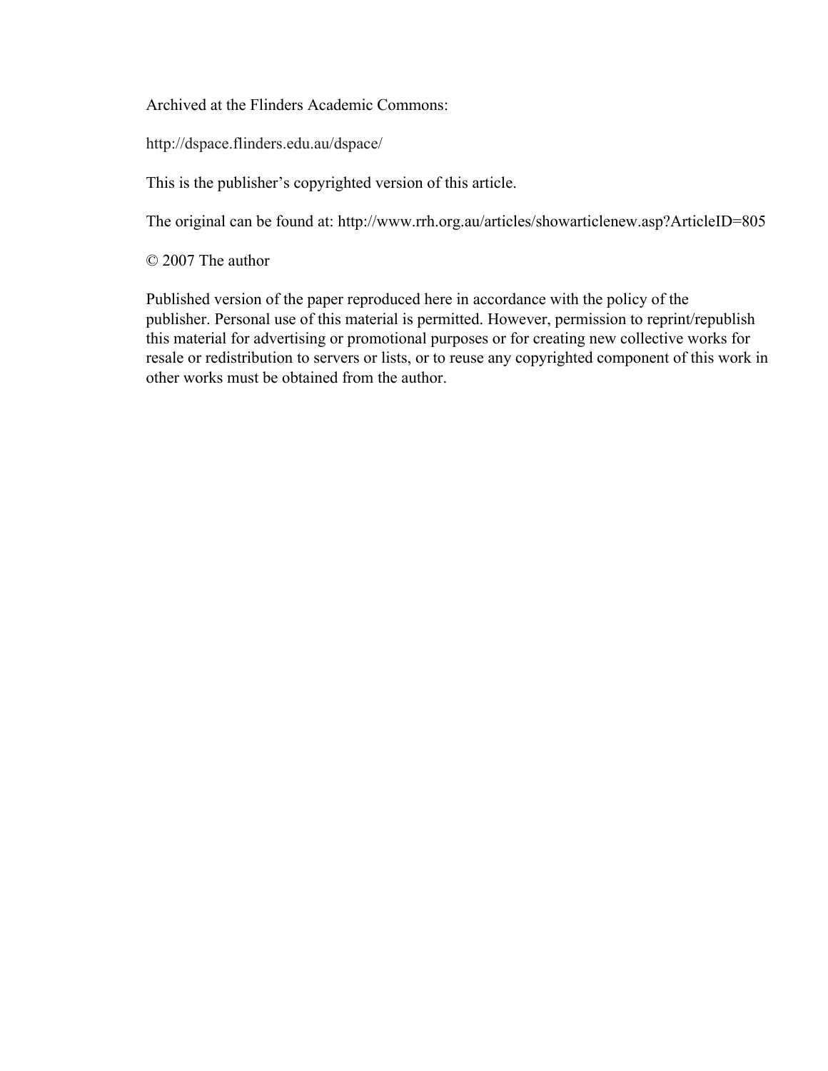Archived at the Flinders Academic Commons:

http://dspace.flinders.edu.au/dspace/

This is the publisher's copyrighted version of this article.

The original can be found at: http://www.rrh.org.au/articles/showarticlenew.asp?ArticleID=805

© 2007 The author

Published version of the paper reproduced here in accordance with the policy of the publisher. Personal use of this material is permitted. However, permission to reprint/republish this material for advertising or promotional purposes or for creating new collective works for resale or redistribution to servers or lists, or to reuse any copyrighted component of this work in other works must be obtained from the author.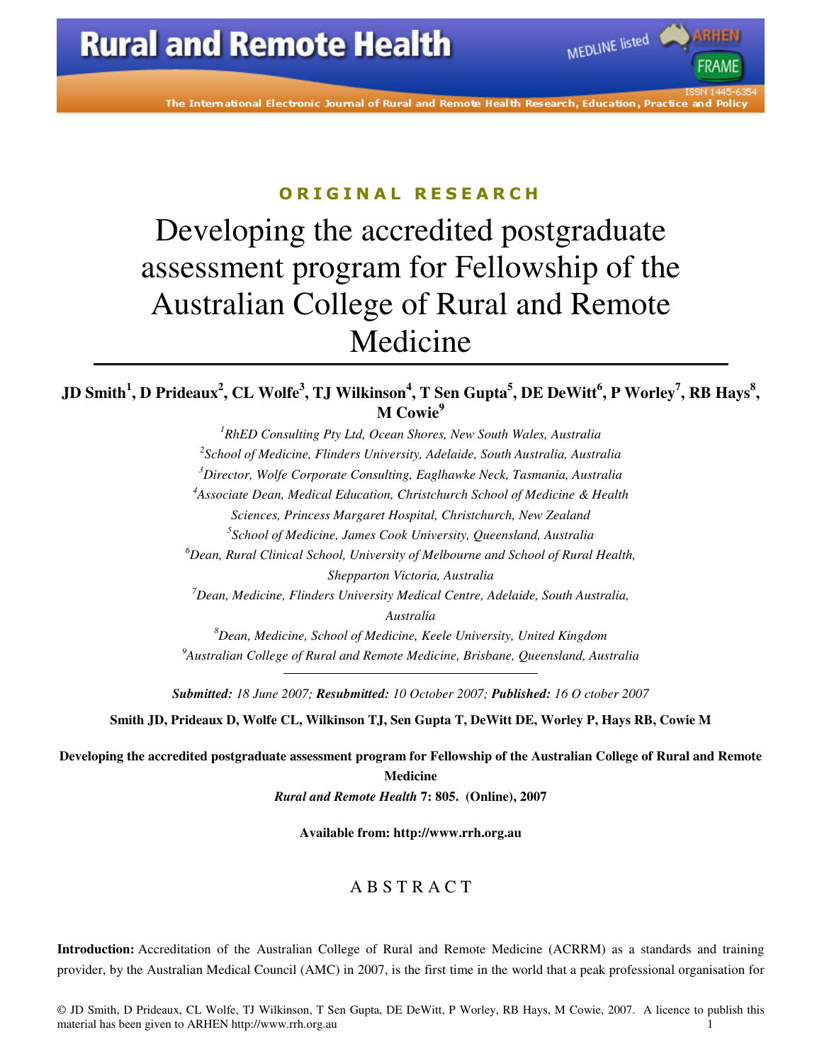ORIGINAL RESEARCH

# Developing the accredited postgraduate assessment program for Fellowship of the Australian College of Rural and Remote Medicine

**JD Smith[1], D Prideaux[2], CL Wolfe[3], TJ Wilkinson[4], T Sen Gupta[5], DE DeWitt[6], P Worley[7], RB Hays[8], M Cowie[9]**

*[1]RhED Consulting Pty Ltd, Ocean Shores, New South Wales, Australia*
*[2]School of Medicine, Flinders University, Adelaide, South Australia, Australia*
*[3]Director, Wolfe Corporate Consulting, Eaglhawke Neck, Tasmania, Australia*
*[4]Associate Dean, Medical Education, Christchurch School of Medicine & Health Sciences, Princess Margaret Hospital, Christchurch, New Zealand*
*[5]School of Medicine, James Cook University, Queensland, Australia*
*[6]Dean, Rural Clinical School, University of Melbourne and School of Rural Health, Shepparton Victoria, Australia*
*[7]Dean, Medicine, Flinders University Medical Centre, Adelaide, South Australia, Australia*
*[8]Dean, Medicine, School of Medicine, Keele University, United Kingdom*
*[9]Australian College of Rural and Remote Medicine, Brisbane, Queensland, Australia*

***Submitted:** 18 June 2007; **Resubmitted:** 10 October 2007; **Published:** 16 October 2007*

**Smith JD, Prideaux D, Wolfe CL, Wilkinson TJ, Sen Gupta T, DeWitt DE, Worley P, Hays RB, Cowie M**

**Developing the accredited postgraduate assessment program for Fellowship of the Australian College of Rural and Remote Medicine**

***Rural and Remote Health* 7: 805. (Online), 2007**

**Available from: http://www.rrh.org.au**

## ABSTRACT

**Introduction:** Accreditation of the Australian College of Rural and Remote Medicine (ACRRM) as a standards and training provider, by the Australian Medical Council (AMC) in 2007, is the first time in the world that a peak professional organisation for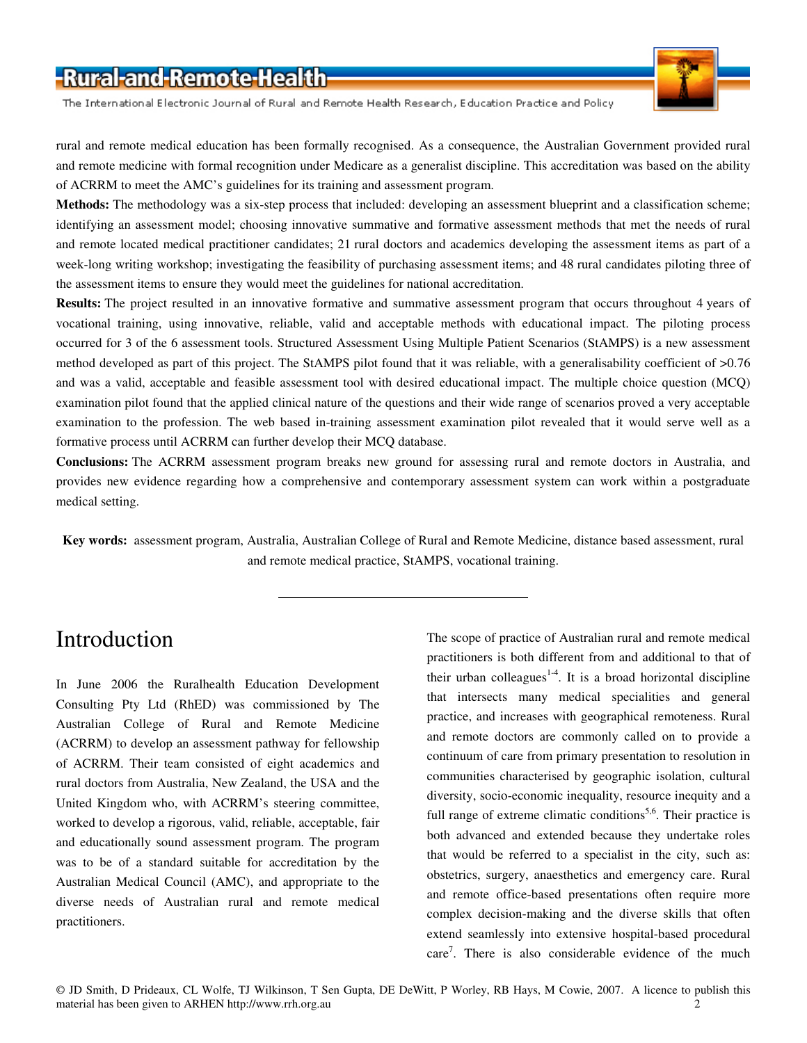rural and remote medical education has been formally recognised. As a consequence, the Australian Government provided rural and remote medicine with formal recognition under Medicare as a generalist discipline. This accreditation was based on the ability of ACRRM to meet the AMC's guidelines for its training and assessment program.

**Methods:** The methodology was a six-step process that included: developing an assessment blueprint and a classification scheme; identifying an assessment model; choosing innovative summative and formative assessment methods that met the needs of rural and remote located medical practitioner candidates; 21 rural doctors and academics developing the assessment items as part of a week-long writing workshop; investigating the feasibility of purchasing assessment items; and 48 rural candidates piloting three of the assessment items to ensure they would meet the guidelines for national accreditation.

**Results:** The project resulted in an innovative formative and summative assessment program that occurs throughout 4 years of vocational training, using innovative, reliable, valid and acceptable methods with educational impact. The piloting process occurred for 3 of the 6 assessment tools. Structured Assessment Using Multiple Patient Scenarios (StAMPS) is a new assessment method developed as part of this project. The StAMPS pilot found that it was reliable, with a generalisability coefficient of >0.76 and was a valid, acceptable and feasible assessment tool with desired educational impact. The multiple choice question (MCQ) examination pilot found that the applied clinical nature of the questions and their wide range of scenarios proved a very acceptable examination to the profession. The web based in-training assessment examination pilot revealed that it would serve well as a formative process until ACRRM can further develop their MCQ database.

**Conclusions:** The ACRRM assessment program breaks new ground for assessing rural and remote doctors in Australia, and provides new evidence regarding how a comprehensive and contemporary assessment system can work within a postgraduate medical setting.

**Key words:** assessment program, Australia, Australian College of Rural and Remote Medicine, distance based assessment, rural and remote medical practice, StAMPS, vocational training.

---

# Introduction

In June 2006 the Ruralhealth Education Development Consulting Pty Ltd (RhED) was commissioned by The Australian College of Rural and Remote Medicine (ACRRM) to develop an assessment pathway for fellowship of ACRRM. Their team consisted of eight academics and rural doctors from Australia, New Zealand, the USA and the United Kingdom who, with ACRRM's steering committee, worked to develop a rigorous, valid, reliable, acceptable, fair and educationally sound assessment program. The program was to be of a standard suitable for accreditation by the Australian Medical Council (AMC), and appropriate to the diverse needs of Australian rural and remote medical practitioners.

The scope of practice of Australian rural and remote medical practitioners is both different from and additional to that of their urban colleagues[1-4]. It is a broad horizontal discipline that intersects many medical specialities and general practice, and increases with geographical remoteness. Rural and remote doctors are commonly called on to provide a continuum of care from primary presentation to resolution in communities characterised by geographic isolation, cultural diversity, socio-economic inequality, resource inequity and a full range of extreme climatic conditions[5,6]. Their practice is both advanced and extended because they undertake roles that would be referred to a specialist in the city, such as: obstetrics, surgery, anaesthetics and emergency care. Rural and remote office-based presentations often require more complex decision-making and the diverse skills that often extend seamlessly into extensive hospital-based procedural care[7]. There is also considerable evidence of the much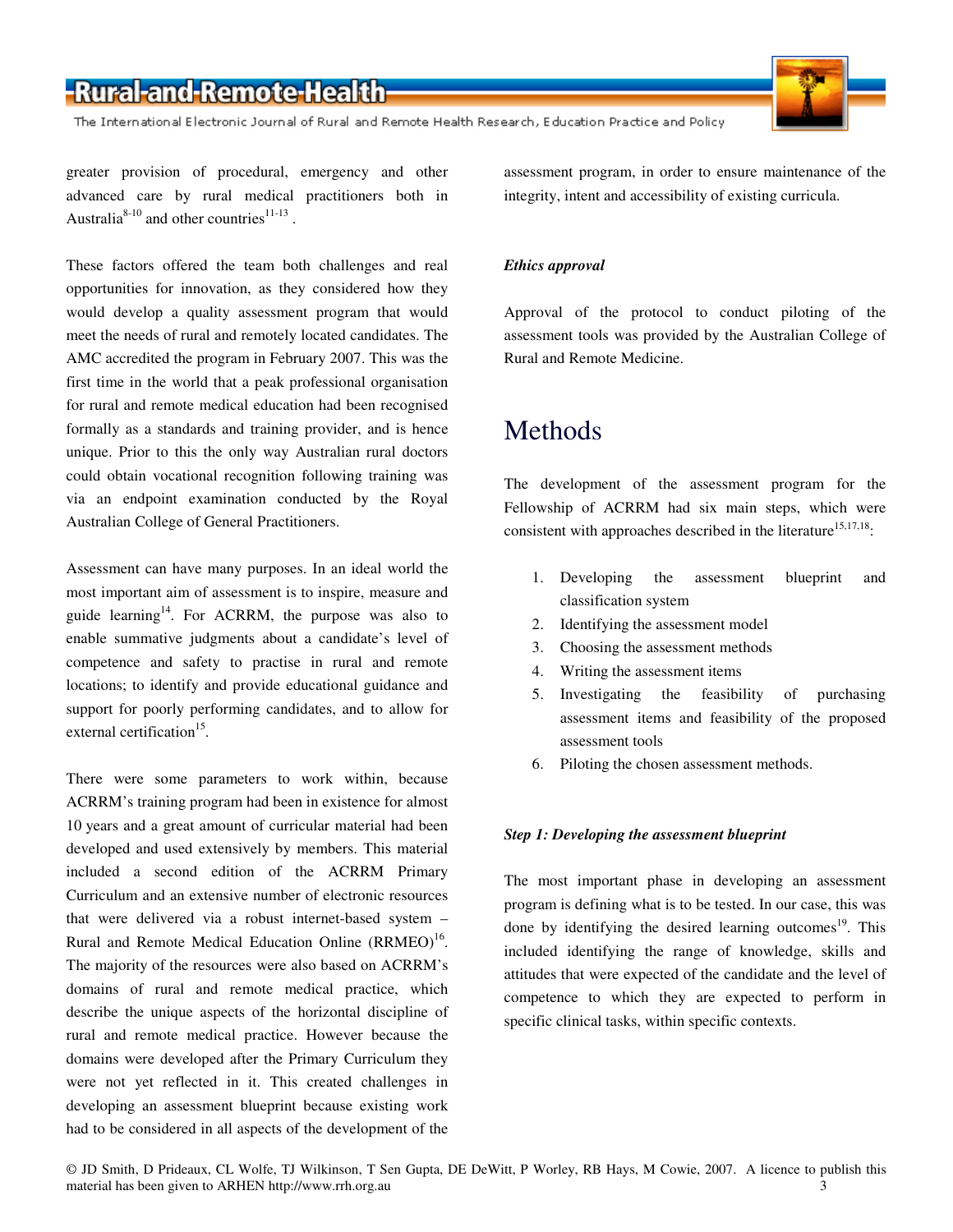greater provision of procedural, emergency and other advanced care by rural medical practitioners both in Australia[8-10] and other countries[11-13] .

These factors offered the team both challenges and real opportunities for innovation, as they considered how they would develop a quality assessment program that would meet the needs of rural and remotely located candidates. The AMC accredited the program in February 2007. This was the first time in the world that a peak professional organisation for rural and remote medical education had been recognised formally as a standards and training provider, and is hence unique. Prior to this the only way Australian rural doctors could obtain vocational recognition following training was via an endpoint examination conducted by the Royal Australian College of General Practitioners.

Assessment can have many purposes. In an ideal world the most important aim of assessment is to inspire, measure and guide learning[14]. For ACRRM, the purpose was also to enable summative judgments about a candidate's level of competence and safety to practise in rural and remote locations; to identify and provide educational guidance and support for poorly performing candidates, and to allow for external certification[15].

There were some parameters to work within, because ACRRM's training program had been in existence for almost 10 years and a great amount of curricular material had been developed and used extensively by members. This material included a second edition of the ACRRM Primary Curriculum and an extensive number of electronic resources that were delivered via a robust internet-based system – Rural and Remote Medical Education Online (RRMEO)[16]. The majority of the resources were also based on ACRRM's domains of rural and remote medical practice, which describe the unique aspects of the horizontal discipline of rural and remote medical practice. However because the domains were developed after the Primary Curriculum they were not yet reflected in it. This created challenges in developing an assessment blueprint because existing work had to be considered in all aspects of the development of the assessment program, in order to ensure maintenance of the integrity, intent and accessibility of existing curricula.

### *Ethics approval*

Approval of the protocol to conduct piloting of the assessment tools was provided by the Australian College of Rural and Remote Medicine.

## Methods

The development of the assessment program for the Fellowship of ACRRM had six main steps, which were consistent with approaches described in the literature[15,17,18]:

1. Developing the assessment blueprint and classification system
2. Identifying the assessment model
3. Choosing the assessment methods
4. Writing the assessment items
5. Investigating the feasibility of purchasing assessment items and feasibility of the proposed assessment tools
6. Piloting the chosen assessment methods.

### *Step 1: Developing the assessment blueprint*

The most important phase in developing an assessment program is defining what is to be tested. In our case, this was done by identifying the desired learning outcomes[19]. This included identifying the range of knowledge, skills and attitudes that were expected of the candidate and the level of competence to which they are expected to perform in specific clinical tasks, within specific contexts.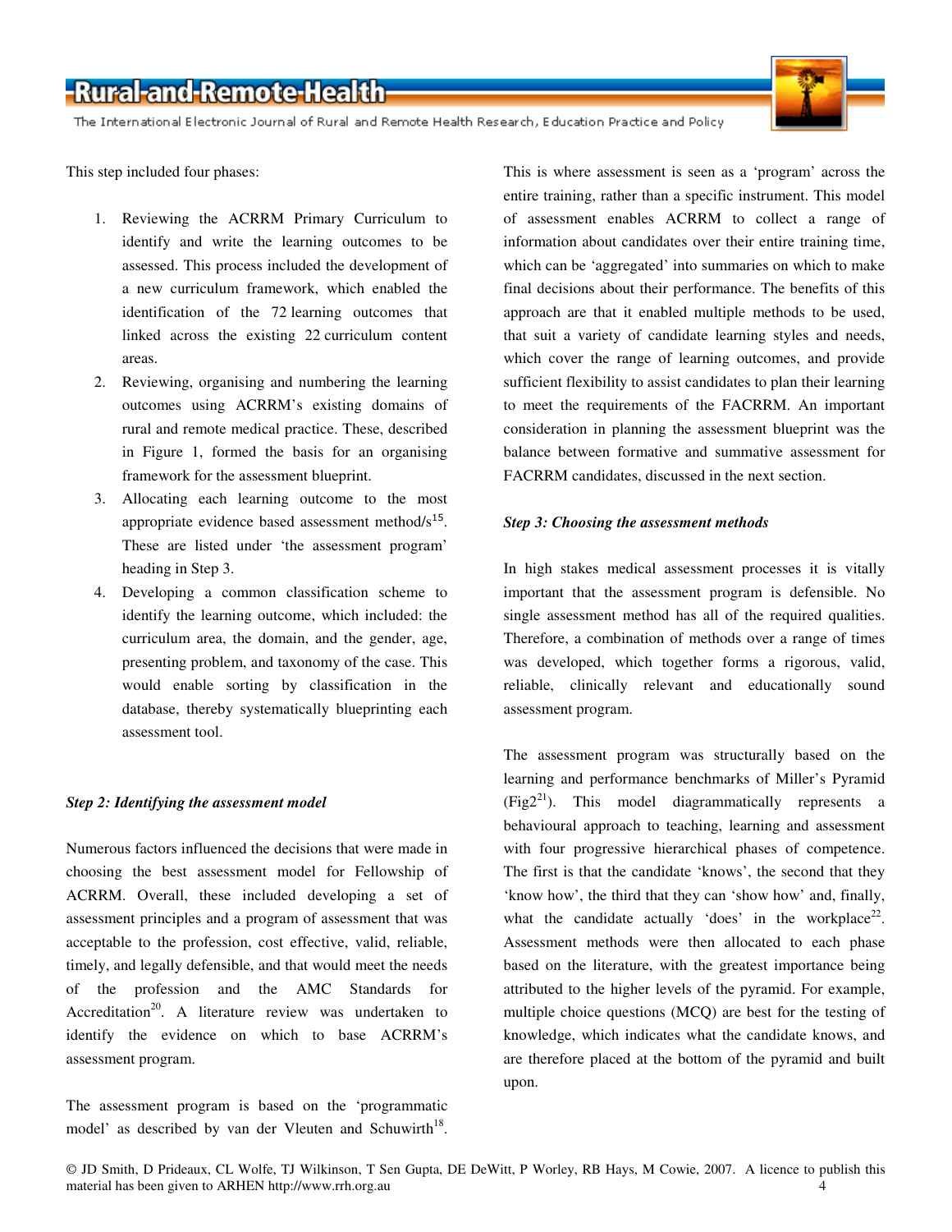This step included four phases:

1. Reviewing the ACRRM Primary Curriculum to identify and write the learning outcomes to be assessed. This process included the development of a new curriculum framework, which enabled the identification of the 72 learning outcomes that linked across the existing 22 curriculum content areas.
2. Reviewing, organising and numbering the learning outcomes using ACRRM's existing domains of rural and remote medical practice. These, described in Figure 1, formed the basis for an organising framework for the assessment blueprint.
3. Allocating each learning outcome to the most appropriate evidence based assessment method/s[15]. These are listed under 'the assessment program' heading in Step 3.
4. Developing a common classification scheme to identify the learning outcome, which included: the curriculum area, the domain, and the gender, age, presenting problem, and taxonomy of the case. This would enable sorting by classification in the database, thereby systematically blueprinting each assessment tool.

### *Step 2: Identifying the assessment model*

Numerous factors influenced the decisions that were made in choosing the best assessment model for Fellowship of ACRRM. Overall, these included developing a set of assessment principles and a program of assessment that was acceptable to the profession, cost effective, valid, reliable, timely, and legally defensible, and that would meet the needs of the profession and the AMC Standards for Accreditation[20]. A literature review was undertaken to identify the evidence on which to base ACRRM's assessment program.

The assessment program is based on the 'programmatic model' as described by van der Vleuten and Schuwirth[18]. This is where assessment is seen as a 'program' across the entire training, rather than a specific instrument. This model of assessment enables ACRRM to collect a range of information about candidates over their entire training time, which can be 'aggregated' into summaries on which to make final decisions about their performance. The benefits of this approach are that it enabled multiple methods to be used, that suit a variety of candidate learning styles and needs, which cover the range of learning outcomes, and provide sufficient flexibility to assist candidates to plan their learning to meet the requirements of the FACRRM. An important consideration in planning the assessment blueprint was the balance between formative and summative assessment for FACRRM candidates, discussed in the next section.

### *Step 3: Choosing the assessment methods*

In high stakes medical assessment processes it is vitally important that the assessment program is defensible. No single assessment method has all of the required qualities. Therefore, a combination of methods over a range of times was developed, which together forms a rigorous, valid, reliable, clinically relevant and educationally sound assessment program.

The assessment program was structurally based on the learning and performance benchmarks of Miller's Pyramid (Fig2[21]). This model diagrammatically represents a behavioural approach to teaching, learning and assessment with four progressive hierarchical phases of competence. The first is that the candidate 'knows', the second that they 'know how', the third that they can 'show how' and, finally, what the candidate actually 'does' in the workplace[22]. Assessment methods were then allocated to each phase based on the literature, with the greatest importance being attributed to the higher levels of the pyramid. For example, multiple choice questions (MCQ) are best for the testing of knowledge, which indicates what the candidate knows, and are therefore placed at the bottom of the pyramid and built upon.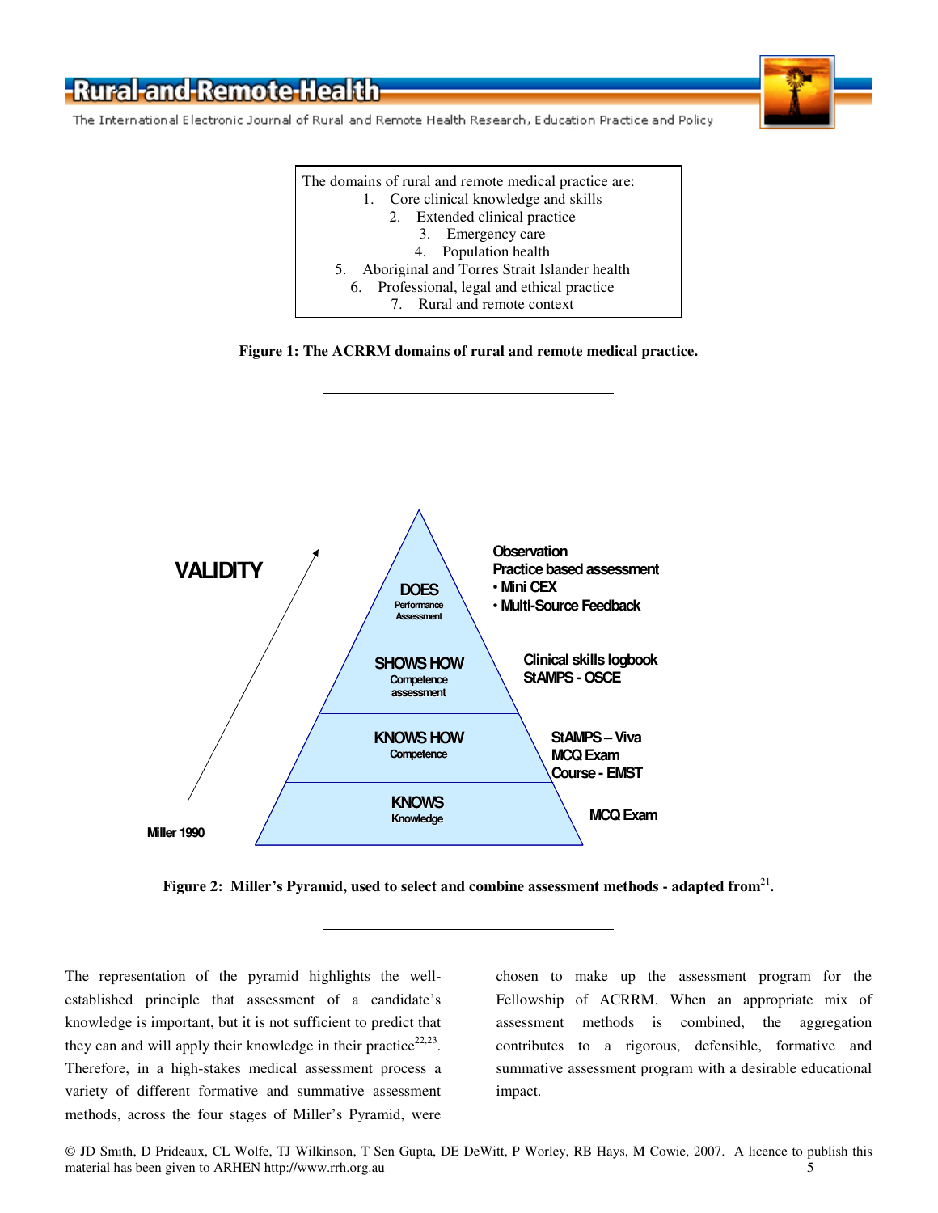The domains of rural and remote medical practice are:

1. Core clinical knowledge and skills
2. Extended clinical practice
3. Emergency care
4. Population health
5. Aboriginal and Torres Strait Islander health
6. Professional, legal and ethical practice
7. Rural and remote context

**Figure 1: The ACRRM domains of rural and remote medical practice.**

| Miller's Pyramid level | Assessment methods |
| --- | --- |
| DOES – Performance Assessment | Observation; Practice based assessment: • Mini CEX • Multi-Source Feedback |
| SHOWS HOW – Competence assessment | Clinical skills logbook; StAMPS - OSCE |
| KNOWS HOW – Competence | StAMPS – Viva; MCQ Exam; Course - EMST |
| KNOWS – Knowledge | MCQ Exam |

VALIDITY (increasing from KNOWS to DOES)

Miller 1990

**Figure 2: Miller's Pyramid, used to select and combine assessment methods - adapted from[21].**

The representation of the pyramid highlights the well-established principle that assessment of a candidate's knowledge is important, but it is not sufficient to predict that they can and will apply their knowledge in their practice[22,23]. Therefore, in a high-stakes medical assessment process a variety of different formative and summative assessment methods, across the four stages of Miller's Pyramid, were chosen to make up the assessment program for the Fellowship of ACRRM. When an appropriate mix of assessment methods is combined, the aggregation contributes to a rigorous, defensible, formative and summative assessment program with a desirable educational impact.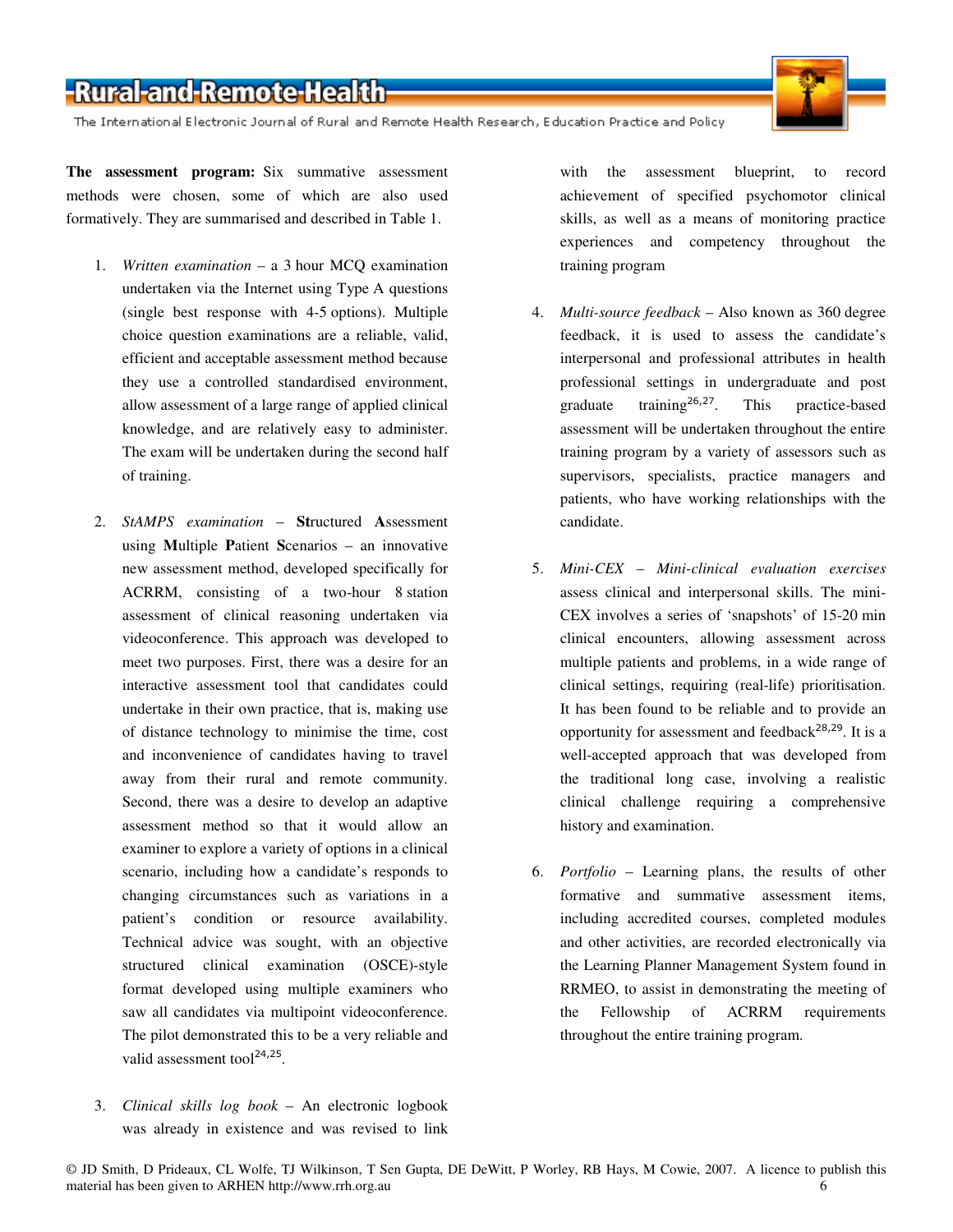**The assessment program:** Six summative assessment methods were chosen, some of which are also used formatively. They are summarised and described in Table 1.

1. *Written examination* – a 3 hour MCQ examination undertaken via the Internet using Type A questions (single best response with 4-5 options). Multiple choice question examinations are a reliable, valid, efficient and acceptable assessment method because they use a controlled standardised environment, allow assessment of a large range of applied clinical knowledge, and are relatively easy to administer. The exam will be undertaken during the second half of training.

2. *StAMPS examination* – **St**ructured **A**ssessment using **M**ultiple **P**atient **S**cenarios – an innovative new assessment method, developed specifically for ACRRM, consisting of a two-hour 8 station assessment of clinical reasoning undertaken via videoconference. This approach was developed to meet two purposes. First, there was a desire for an interactive assessment tool that candidates could undertake in their own practice, that is, making use of distance technology to minimise the time, cost and inconvenience of candidates having to travel away from their rural and remote community. Second, there was a desire to develop an adaptive assessment method so that it would allow an examiner to explore a variety of options in a clinical scenario, including how a candidate's responds to changing circumstances such as variations in a patient's condition or resource availability. Technical advice was sought, with an objective structured clinical examination (OSCE)-style format developed using multiple examiners who saw all candidates via multipoint videoconference. The pilot demonstrated this to be a very reliable and valid assessment tool[24,25].

3. *Clinical skills log book* – An electronic logbook was already in existence and was revised to link with the assessment blueprint, to record achievement of specified psychomotor clinical skills, as well as a means of monitoring practice experiences and competency throughout the training program

4. *Multi-source feedback* – Also known as 360 degree feedback, it is used to assess the candidate's interpersonal and professional attributes in health professional settings in undergraduate and post graduate training[26,27]. This practice-based assessment will be undertaken throughout the entire training program by a variety of assessors such as supervisors, specialists, practice managers and patients, who have working relationships with the candidate.

5. *Mini-CEX – Mini-clinical evaluation exercises* assess clinical and interpersonal skills. The mini-CEX involves a series of 'snapshots' of 15-20 min clinical encounters, allowing assessment across multiple patients and problems, in a wide range of clinical settings, requiring (real-life) prioritisation. It has been found to be reliable and to provide an opportunity for assessment and feedback[28,29]. It is a well-accepted approach that was developed from the traditional long case, involving a realistic clinical challenge requiring a comprehensive history and examination.

6. *Portfolio* – Learning plans, the results of other formative and summative assessment items, including accredited courses, completed modules and other activities, are recorded electronically via the Learning Planner Management System found in RRMEO, to assist in demonstrating the meeting of the Fellowship of ACRRM requirements throughout the entire training program.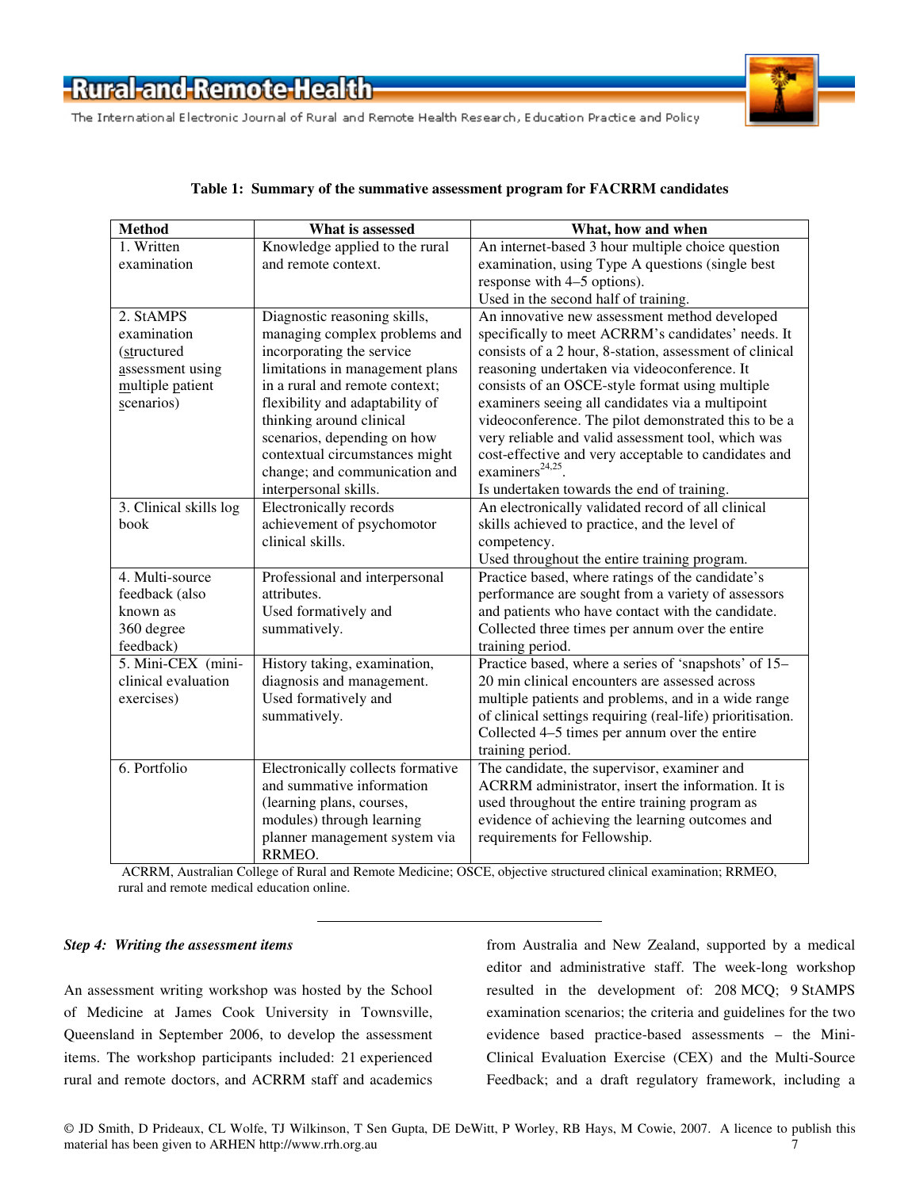**Table 1: Summary of the summative assessment program for FACRRM candidates**

| Method | What is assessed | What, how and when |
|---|---|---|
| 1. Written examination | Knowledge applied to the rural and remote context. | An internet-based 3 hour multiple choice question examination, using Type A questions (single best response with 4–5 options). Used in the second half of training. |
| 2. StAMPS examination (structured assessment using multiple patient scenarios) | Diagnostic reasoning skills, managing complex problems and incorporating the service limitations in management plans in a rural and remote context; flexibility and adaptability of thinking around clinical scenarios, depending on how contextual circumstances might change; and communication and interpersonal skills. | An innovative new assessment method developed specifically to meet ACRRM's candidates' needs. It consists of a 2 hour, 8-station, assessment of clinical reasoning undertaken via videoconference. It consists of an OSCE-style format using multiple examiners seeing all candidates via a multipoint videoconference. The pilot demonstrated this to be a very reliable and valid assessment tool, which was cost-effective and very acceptable to candidates and examiners[24,25]. Is undertaken towards the end of training. |
| 3. Clinical skills log book | Electronically records achievement of psychomotor clinical skills. | An electronically validated record of all clinical skills achieved to practice, and the level of competency. Used throughout the entire training program. |
| 4. Multi-source feedback (also known as 360 degree feedback) | Professional and interpersonal attributes. Used formatively and summatively. | Practice based, where ratings of the candidate's performance are sought from a variety of assessors and patients who have contact with the candidate. Collected three times per annum over the entire training period. |
| 5. Mini-CEX (mini-clinical evaluation exercises) | History taking, examination, diagnosis and management. Used formatively and summatively. | Practice based, where a series of 'snapshots' of 15–20 min clinical encounters are assessed across multiple patients and problems, and in a wide range of clinical settings requiring (real-life) prioritisation. Collected 4–5 times per annum over the entire training period. |
| 6. Portfolio | Electronically collects formative and summative information (learning plans, courses, modules) through learning planner management system via RRMEO. | The candidate, the supervisor, examiner and ACRRM administrator, insert the information. It is used throughout the entire training program as evidence of achieving the learning outcomes and requirements for Fellowship. |

ACRRM, Australian College of Rural and Remote Medicine; OSCE, objective structured clinical examination; RRMEO, rural and remote medical education online.

---

*Step 4: Writing the assessment items*

An assessment writing workshop was hosted by the School of Medicine at James Cook University in Townsville, Queensland in September 2006, to develop the assessment items. The workshop participants included: 21 experienced rural and remote doctors, and ACRRM staff and academics from Australia and New Zealand, supported by a medical editor and administrative staff. The week-long workshop resulted in the development of: 208 MCQ; 9 StAMPS examination scenarios; the criteria and guidelines for the two evidence based practice-based assessments – the Mini-Clinical Evaluation Exercise (CEX) and the Multi-Source Feedback; and a draft regulatory framework, including a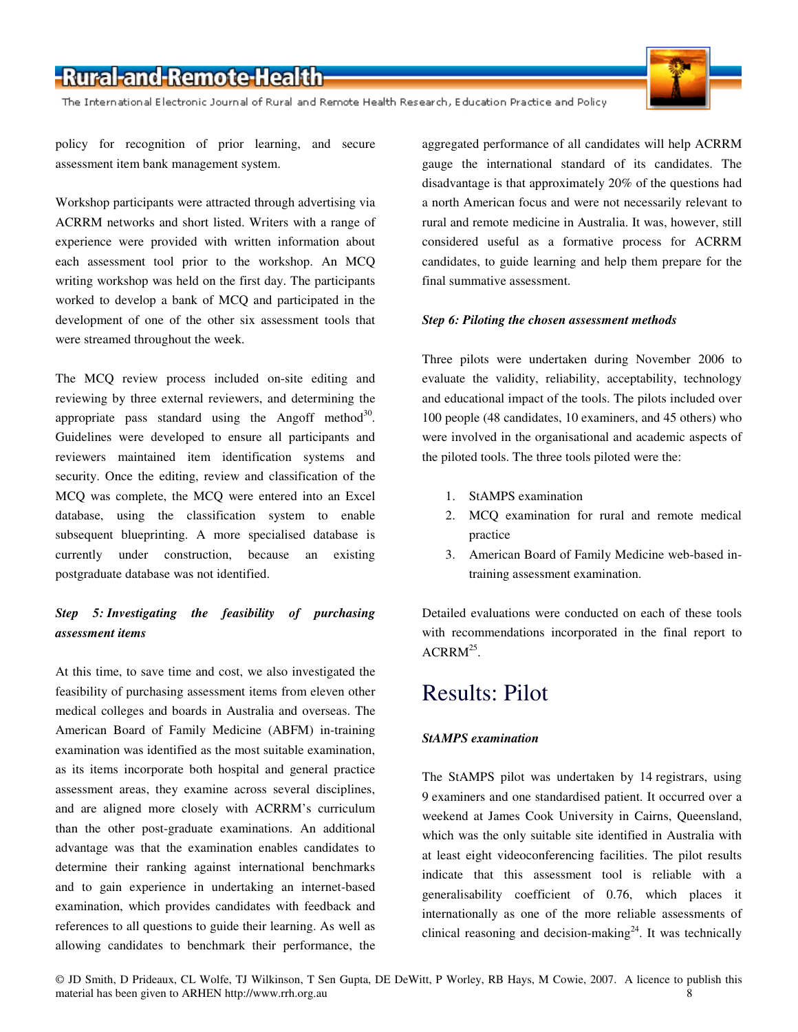policy for recognition of prior learning, and secure assessment item bank management system.

Workshop participants were attracted through advertising via ACRRM networks and short listed. Writers with a range of experience were provided with written information about each assessment tool prior to the workshop. An MCQ writing workshop was held on the first day. The participants worked to develop a bank of MCQ and participated in the development of one of the other six assessment tools that were streamed throughout the week.

The MCQ review process included on-site editing and reviewing by three external reviewers, and determining the appropriate pass standard using the Angoff method[30]. Guidelines were developed to ensure all participants and reviewers maintained item identification systems and security. Once the editing, review and classification of the MCQ was complete, the MCQ were entered into an Excel database, using the classification system to enable subsequent blueprinting. A more specialised database is currently under construction, because an existing postgraduate database was not identified.

***Step 5: Investigating the feasibility of purchasing assessment items***

At this time, to save time and cost, we also investigated the feasibility of purchasing assessment items from eleven other medical colleges and boards in Australia and overseas. The American Board of Family Medicine (ABFM) in-training examination was identified as the most suitable examination, as its items incorporate both hospital and general practice assessment areas, they examine across several disciplines, and are aligned more closely with ACRRM's curriculum than the other post-graduate examinations. An additional advantage was that the examination enables candidates to determine their ranking against international benchmarks and to gain experience in undertaking an internet-based examination, which provides candidates with feedback and references to all questions to guide their learning. As well as allowing candidates to benchmark their performance, the aggregated performance of all candidates will help ACRRM gauge the international standard of its candidates. The disadvantage is that approximately 20% of the questions had a north American focus and were not necessarily relevant to rural and remote medicine in Australia. It was, however, still considered useful as a formative process for ACRRM candidates, to guide learning and help them prepare for the final summative assessment.

***Step 6: Piloting the chosen assessment methods***

Three pilots were undertaken during November 2006 to evaluate the validity, reliability, acceptability, technology and educational impact of the tools. The pilots included over 100 people (48 candidates, 10 examiners, and 45 others) who were involved in the organisational and academic aspects of the piloted tools. The three tools piloted were the:

1. StAMPS examination
2. MCQ examination for rural and remote medical practice
3. American Board of Family Medicine web-based in-training assessment examination.

Detailed evaluations were conducted on each of these tools with recommendations incorporated in the final report to ACRRM[25].

# Results: Pilot

***StAMPS examination***

The StAMPS pilot was undertaken by 14 registrars, using 9 examiners and one standardised patient. It occurred over a weekend at James Cook University in Cairns, Queensland, which was the only suitable site identified in Australia with at least eight videoconferencing facilities. The pilot results indicate that this assessment tool is reliable with a generalisability coefficient of 0.76, which places it internationally as one of the more reliable assessments of clinical reasoning and decision-making[24]. It was technically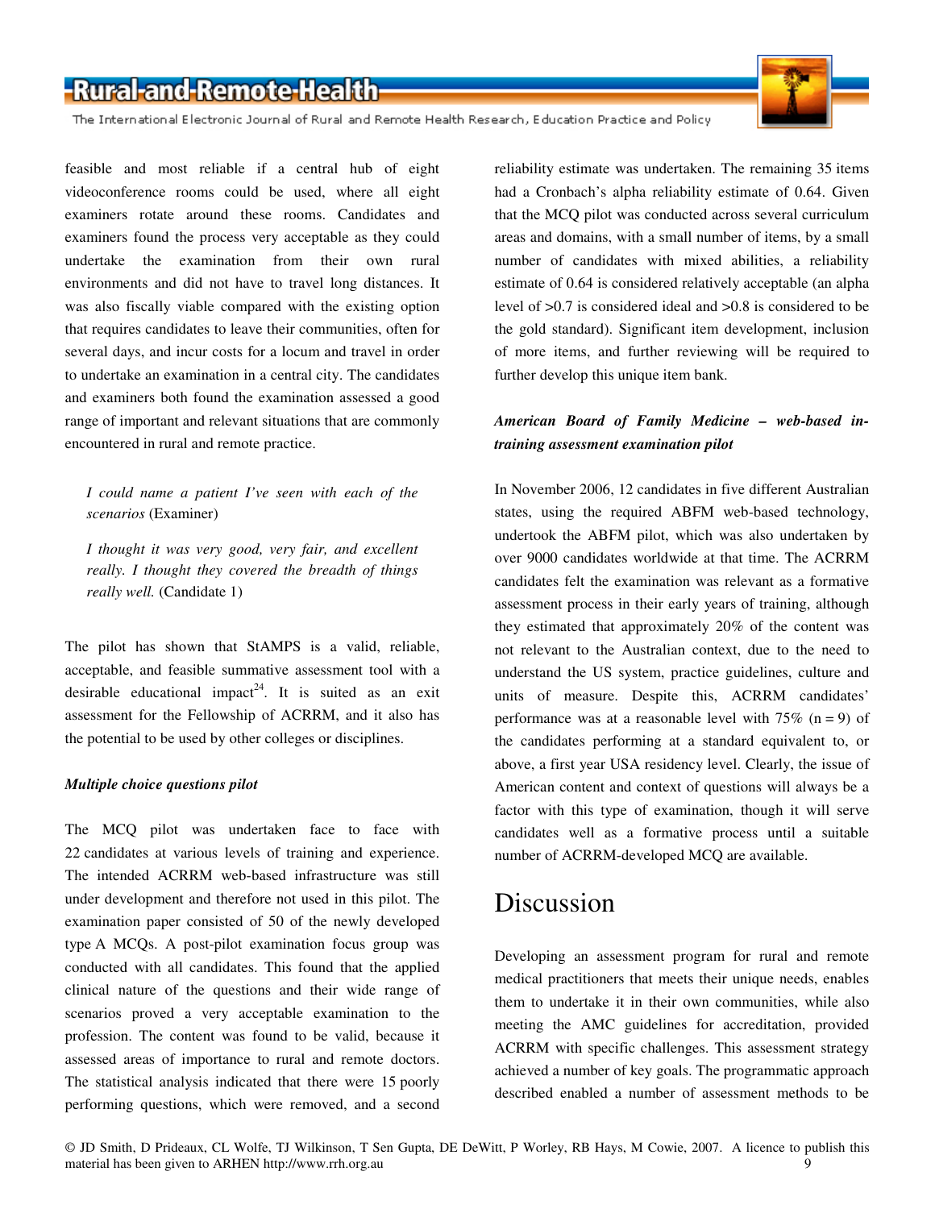feasible and most reliable if a central hub of eight videoconference rooms could be used, where all eight examiners rotate around these rooms. Candidates and examiners found the process very acceptable as they could undertake the examination from their own rural environments and did not have to travel long distances. It was also fiscally viable compared with the existing option that requires candidates to leave their communities, often for several days, and incur costs for a locum and travel in order to undertake an examination in a central city. The candidates and examiners both found the examination assessed a good range of important and relevant situations that are commonly encountered in rural and remote practice.

> *I could name a patient I've seen with each of the scenarios* (Examiner)
>
> *I thought it was very good, very fair, and excellent really. I thought they covered the breadth of things really well.* (Candidate 1)

The pilot has shown that StAMPS is a valid, reliable, acceptable, and feasible summative assessment tool with a desirable educational impact[24]. It is suited as an exit assessment for the Fellowship of ACRRM, and it also has the potential to be used by other colleges or disciplines.

***Multiple choice questions pilot***

The MCQ pilot was undertaken face to face with 22 candidates at various levels of training and experience. The intended ACRRM web-based infrastructure was still under development and therefore not used in this pilot. The examination paper consisted of 50 of the newly developed type A MCQs. A post-pilot examination focus group was conducted with all candidates. This found that the applied clinical nature of the questions and their wide range of scenarios proved a very acceptable examination to the profession. The content was found to be valid, because it assessed areas of importance to rural and remote doctors. The statistical analysis indicated that there were 15 poorly performing questions, which were removed, and a second reliability estimate was undertaken. The remaining 35 items had a Cronbach's alpha reliability estimate of 0.64. Given that the MCQ pilot was conducted across several curriculum areas and domains, with a small number of items, by a small number of candidates with mixed abilities, a reliability estimate of 0.64 is considered relatively acceptable (an alpha level of >0.7 is considered ideal and >0.8 is considered to be the gold standard). Significant item development, inclusion of more items, and further reviewing will be required to further develop this unique item bank.

***American Board of Family Medicine – web-based in-training assessment examination pilot***

In November 2006, 12 candidates in five different Australian states, using the required ABFM web-based technology, undertook the ABFM pilot, which was also undertaken by over 9000 candidates worldwide at that time. The ACRRM candidates felt the examination was relevant as a formative assessment process in their early years of training, although they estimated that approximately 20% of the content was not relevant to the Australian context, due to the need to understand the US system, practice guidelines, culture and units of measure. Despite this, ACRRM candidates' performance was at a reasonable level with 75% (n = 9) of the candidates performing at a standard equivalent to, or above, a first year USA residency level. Clearly, the issue of American content and context of questions will always be a factor with this type of examination, though it will serve candidates well as a formative process until a suitable number of ACRRM-developed MCQ are available.

# Discussion

Developing an assessment program for rural and remote medical practitioners that meets their unique needs, enables them to undertake it in their own communities, while also meeting the AMC guidelines for accreditation, provided ACRRM with specific challenges. This assessment strategy achieved a number of key goals. The programmatic approach described enabled a number of assessment methods to be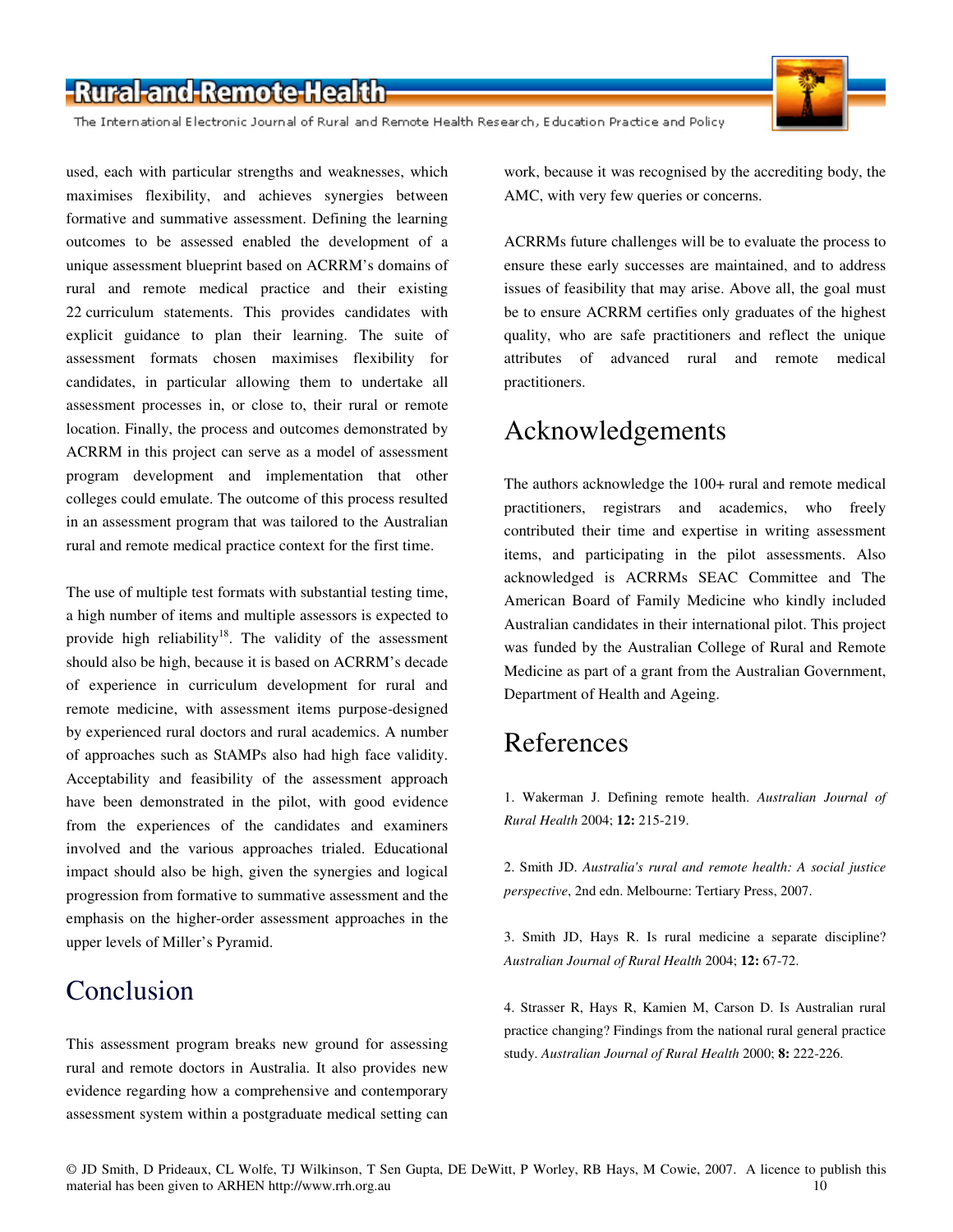used, each with particular strengths and weaknesses, which maximises flexibility, and achieves synergies between formative and summative assessment. Defining the learning outcomes to be assessed enabled the development of a unique assessment blueprint based on ACRRM's domains of rural and remote medical practice and their existing 22 curriculum statements. This provides candidates with explicit guidance to plan their learning. The suite of assessment formats chosen maximises flexibility for candidates, in particular allowing them to undertake all assessment processes in, or close to, their rural or remote location. Finally, the process and outcomes demonstrated by ACRRM in this project can serve as a model of assessment program development and implementation that other colleges could emulate. The outcome of this process resulted in an assessment program that was tailored to the Australian rural and remote medical practice context for the first time.

The use of multiple test formats with substantial testing time, a high number of items and multiple assessors is expected to provide high reliability[18]. The validity of the assessment should also be high, because it is based on ACRRM's decade of experience in curriculum development for rural and remote medicine, with assessment items purpose-designed by experienced rural doctors and rural academics. A number of approaches such as StAMPs also had high face validity. Acceptability and feasibility of the assessment approach have been demonstrated in the pilot, with good evidence from the experiences of the candidates and examiners involved and the various approaches trialed. Educational impact should also be high, given the synergies and logical progression from formative to summative assessment and the emphasis on the higher-order assessment approaches in the upper levels of Miller's Pyramid.

## Conclusion

This assessment program breaks new ground for assessing rural and remote doctors in Australia. It also provides new evidence regarding how a comprehensive and contemporary assessment system within a postgraduate medical setting can work, because it was recognised by the accrediting body, the AMC, with very few queries or concerns.

ACRRMs future challenges will be to evaluate the process to ensure these early successes are maintained, and to address issues of feasibility that may arise. Above all, the goal must be to ensure ACRRM certifies only graduates of the highest quality, who are safe practitioners and reflect the unique attributes of advanced rural and remote medical practitioners.

## Acknowledgements

The authors acknowledge the 100+ rural and remote medical practitioners, registrars and academics, who freely contributed their time and expertise in writing assessment items, and participating in the pilot assessments. Also acknowledged is ACRRMs SEAC Committee and The American Board of Family Medicine who kindly included Australian candidates in their international pilot. This project was funded by the Australian College of Rural and Remote Medicine as part of a grant from the Australian Government, Department of Health and Ageing.

## References

1. Wakerman J. Defining remote health. *Australian Journal of Rural Health* 2004; **12:** 215-219.

2. Smith JD. *Australia's rural and remote health: A social justice perspective*, 2nd edn. Melbourne: Tertiary Press, 2007.

3. Smith JD, Hays R. Is rural medicine a separate discipline? *Australian Journal of Rural Health* 2004; **12:** 67-72.

4. Strasser R, Hays R, Kamien M, Carson D. Is Australian rural practice changing? Findings from the national rural general practice study. *Australian Journal of Rural Health* 2000; **8:** 222-226.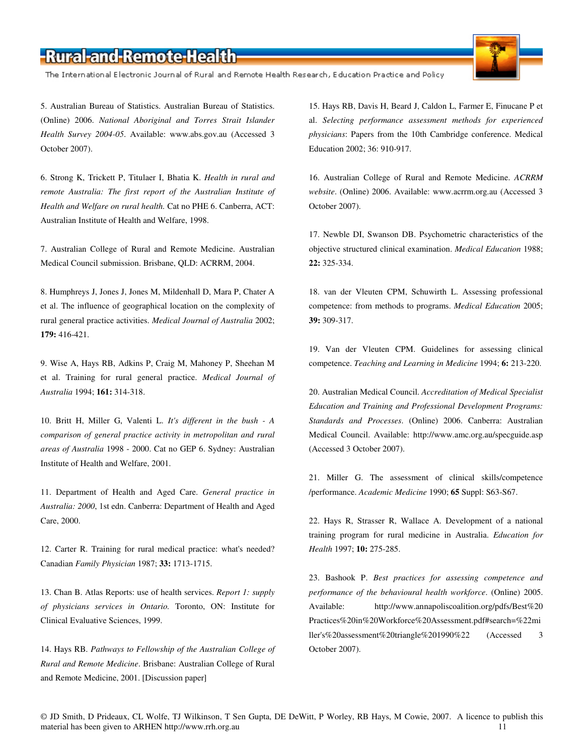5. Australian Bureau of Statistics. Australian Bureau of Statistics. (Online) 2006. *National Aboriginal and Torres Strait Islander Health Survey 2004-05*. Available: www.abs.gov.au (Accessed 3 October 2007).

6. Strong K, Trickett P, Titulaer I, Bhatia K. *Health in rural and remote Australia: The first report of the Australian Institute of Health and Welfare on rural health.* Cat no PHE 6. Canberra, ACT: Australian Institute of Health and Welfare, 1998.

7. Australian College of Rural and Remote Medicine. Australian Medical Council submission. Brisbane, QLD: ACRRM, 2004.

8. Humphreys J, Jones J, Jones M, Mildenhall D, Mara P, Chater A et al. The influence of geographical location on the complexity of rural general practice activities. *Medical Journal of Australia* 2002; **179:** 416-421.

9. Wise A, Hays RB, Adkins P, Craig M, Mahoney P, Sheehan M et al. Training for rural general practice. *Medical Journal of Australia* 1994; **161:** 314-318.

10. Britt H, Miller G, Valenti L. *It's different in the bush - A comparison of general practice activity in metropolitan and rural areas of Australia* 1998 - 2000. Cat no GEP 6. Sydney: Australian Institute of Health and Welfare, 2001.

11. Department of Health and Aged Care. *General practice in Australia: 2000*, 1st edn. Canberra: Department of Health and Aged Care, 2000.

12. Carter R. Training for rural medical practice: what's needed? Canadian *Family Physician* 1987; **33:** 1713-1715.

13. Chan B. Atlas Reports: use of health services. *Report 1: supply of physicians services in Ontario.* Toronto, ON: Institute for Clinical Evaluative Sciences, 1999.

14. Hays RB. *Pathways to Fellowship of the Australian College of Rural and Remote Medicine*. Brisbane: Australian College of Rural and Remote Medicine, 2001. [Discussion paper]

15. Hays RB, Davis H, Beard J, Caldon L, Farmer E, Finucane P et al. *Selecting performance assessment methods for experienced physicians*: Papers from the 10th Cambridge conference. Medical Education 2002; 36: 910-917.

16. Australian College of Rural and Remote Medicine. *ACRRM website*. (Online) 2006. Available: www.acrrm.org.au (Accessed 3 October 2007).

17. Newble DI, Swanson DB. Psychometric characteristics of the objective structured clinical examination. *Medical Education* 1988; **22:** 325-334.

18. van der Vleuten CPM, Schuwirth L. Assessing professional competence: from methods to programs. *Medical Education* 2005; **39:** 309-317.

19. Van der Vleuten CPM. Guidelines for assessing clinical competence. *Teaching and Learning in Medicine* 1994; **6:** 213-220.

20. Australian Medical Council. *Accreditation of Medical Specialist Education and Training and Professional Development Programs: Standards and Processes*. (Online) 2006. Canberra: Australian Medical Council. Available: http://www.amc.org.au/specguide.asp (Accessed 3 October 2007).

21. Miller G. The assessment of clinical skills/competence /performance. *Academic Medicine* 1990; **65** Suppl: S63-S67.

22. Hays R, Strasser R, Wallace A. Development of a national training program for rural medicine in Australia. *Education for Health* 1997; **10:** 275-285.

23. Bashook P. *Best practices for assessing competence and performance of the behavioural health workforce*. (Online) 2005. Available: http://www.annapoliscoalition.org/pdfs/Best%20Practices%20in%20Workforce%20Assessment.pdf#search=%22miller's%20assessment%20triangle%201990%22 (Accessed 3 October 2007).

© JD Smith, D Prideaux, CL Wolfe, TJ Wilkinson, T Sen Gupta, DE DeWitt, P Worley, RB Hays, M Cowie, 2007. A licence to publish this material has been given to ARHEN http://www.rrh.org.au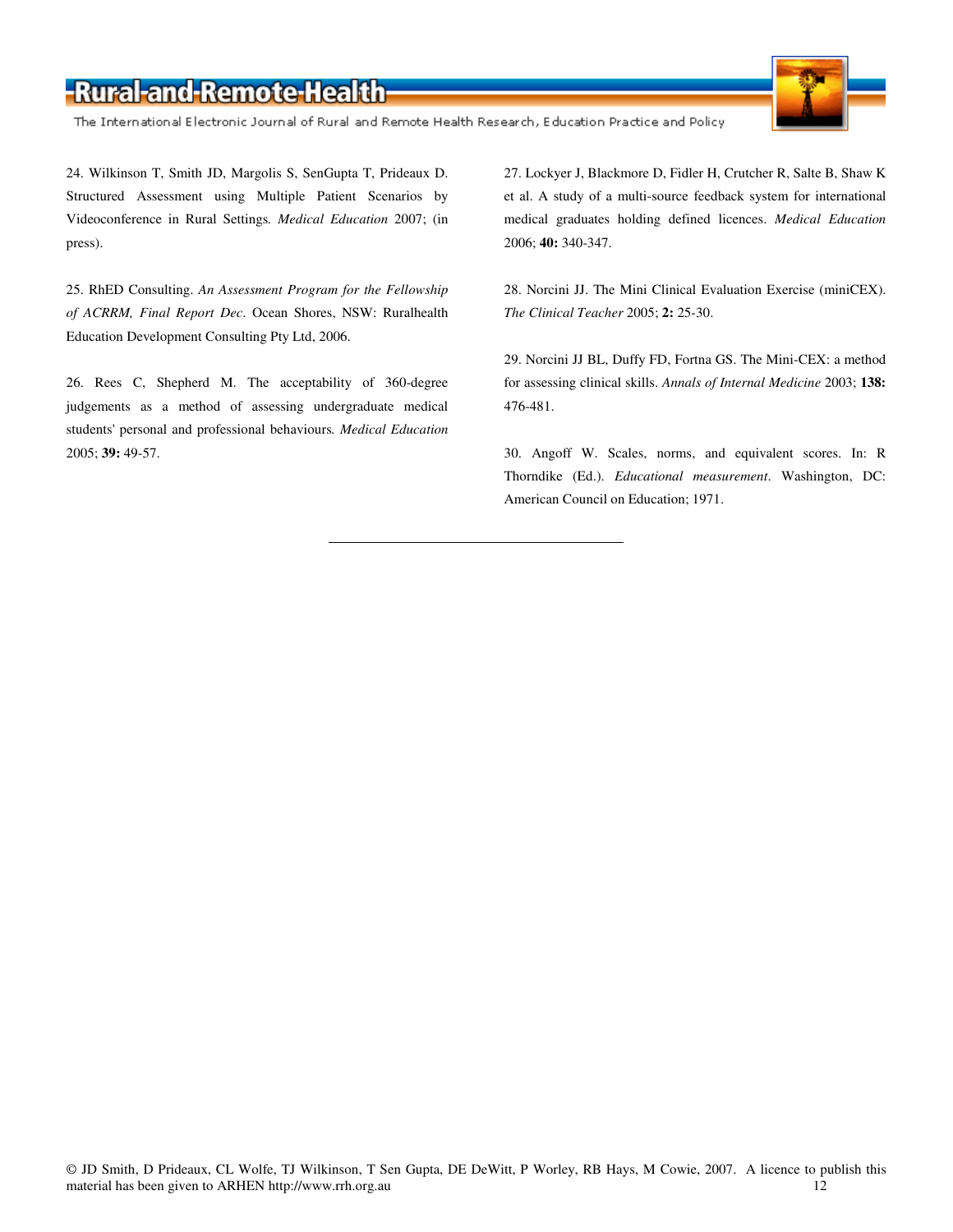24. Wilkinson T, Smith JD, Margolis S, SenGupta T, Prideaux D. Structured Assessment using Multiple Patient Scenarios by Videoconference in Rural Settings. *Medical Education* 2007; (in press).

25. RhED Consulting. *An Assessment Program for the Fellowship of ACRRM, Final Report Dec*. Ocean Shores, NSW: Ruralhealth Education Development Consulting Pty Ltd, 2006.

26. Rees C, Shepherd M. The acceptability of 360-degree judgements as a method of assessing undergraduate medical students' personal and professional behaviours. *Medical Education* 2005; **39:** 49-57.

27. Lockyer J, Blackmore D, Fidler H, Crutcher R, Salte B, Shaw K et al. A study of a multi-source feedback system for international medical graduates holding defined licences. *Medical Education* 2006; **40:** 340-347.

28. Norcini JJ. The Mini Clinical Evaluation Exercise (miniCEX). *The Clinical Teacher* 2005; **2:** 25-30.

29. Norcini JJ BL, Duffy FD, Fortna GS. The Mini-CEX: a method for assessing clinical skills. *Annals of Internal Medicine* 2003; **138:** 476-481.

30. Angoff W. Scales, norms, and equivalent scores. In: R Thorndike (Ed.). *Educational measurement*. Washington, DC: American Council on Education; 1971.

---

© JD Smith, D Prideaux, CL Wolfe, TJ Wilkinson, T Sen Gupta, DE DeWitt, P Worley, RB Hays, M Cowie, 2007. A licence to publish this material has been given to ARHEN http://www.rrh.org.au